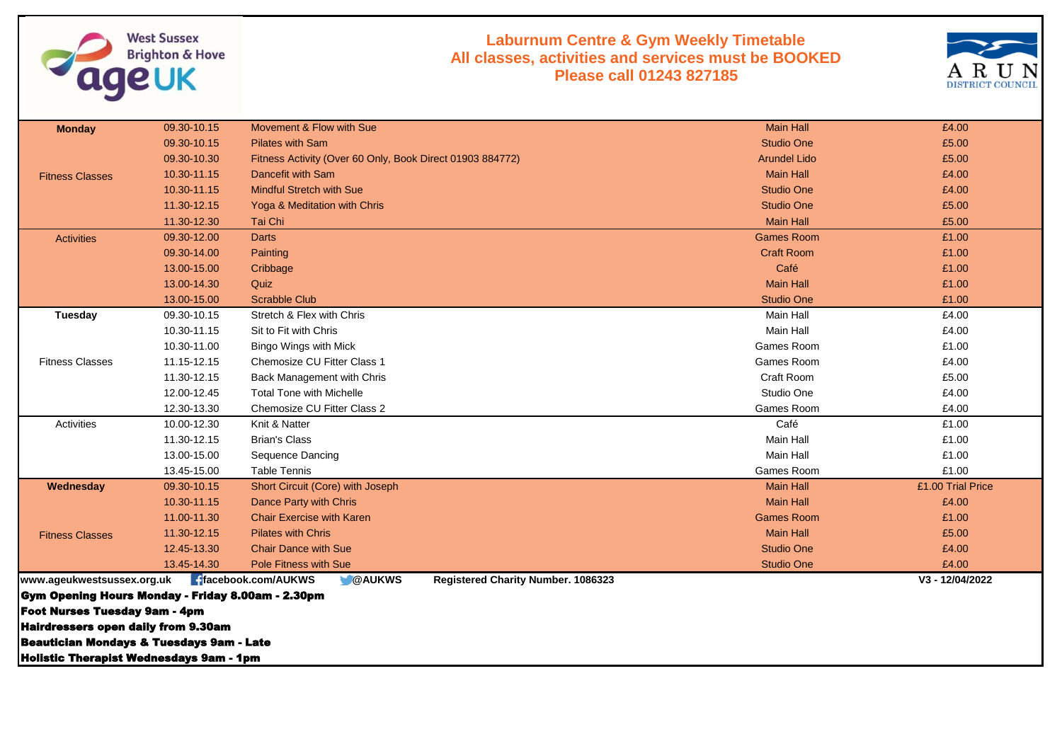# Laburnum Centre & Gym Weekly Timetable

**All classes, activities and services must be BOOKED**

**Please call 01243 827185**

| Day / Category | Time | Class / Activity | Location | Price |
|---|---|---|---|---|
| **Monday** | 09.30-10.15 | Movement & Flow with Sue | Main Hall | £4.00 |
| | 09.30-10.15 | Pilates with Sam | Studio One | £5.00 |
| | 09.30-10.30 | Fitness Activity (Over 60 Only, Book Direct 01903 884772) | Arundel Lido | £5.00 |
| Fitness Classes | 10.30-11.15 | Dancefit with Sam | Main Hall | £4.00 |
| | 10.30-11.15 | Mindful Stretch with Sue | Studio One | £4.00 |
| | 11.30-12.15 | Yoga & Meditation with Chris | Studio One | £5.00 |
| | 11.30-12.30 | Tai Chi | Main Hall | £5.00 |
| Activities | 09.30-12.00 | Darts | Games Room | £1.00 |
| | 09.30-14.00 | Painting | Craft Room | £1.00 |
| | 13.00-15.00 | Cribbage | Café | £1.00 |
| | 13.00-14.30 | Quiz | Main Hall | £1.00 |
| | 13.00-15.00 | Scrabble Club | Studio One | £1.00 |
| **Tuesday** | 09.30-10.15 | Stretch & Flex with Chris | Main Hall | £4.00 |
| | 10.30-11.15 | Sit to Fit with Chris | Main Hall | £4.00 |
| | 10.30-11.00 | Bingo Wings with Mick | Games Room | £1.00 |
| Fitness Classes | 11.15-12.15 | Chemosize CU Fitter Class 1 | Games Room | £4.00 |
| | 11.30-12.15 | Back Management with Chris | Craft Room | £5.00 |
| | 12.00-12.45 | Total Tone with Michelle | Studio One | £4.00 |
| | 12.30-13.30 | Chemosize CU Fitter Class 2 | Games Room | £4.00 |
| Activities | 10.00-12.30 | Knit & Natter | Café | £1.00 |
| | 11.30-12.15 | Brian's Class | Main Hall | £1.00 |
| | 13.00-15.00 | Sequence Dancing | Main Hall | £1.00 |
| | 13.45-15.00 | Table Tennis | Games Room | £1.00 |
| **Wednesday** | 09.30-10.15 | Short Circuit (Core) with Joseph | Main Hall | £1.00 Trial Price |
| | 10.30-11.15 | Dance Party with Chris | Main Hall | £4.00 |
| | 11.00-11.30 | Chair Exercise with Karen | Games Room | £1.00 |
| Fitness Classes | 11.30-12.15 | Pilates with Chris | Main Hall | £5.00 |
| | 12.45-13.30 | Chair Dance with Sue | Studio One | £4.00 |
| | 13.45-14.30 | Pole Fitness with Sue | Studio One | £4.00 |

**www.ageukwestsussex.org.uk** **facebook.com/AUKWS** **@AUKWS** **Registered Charity Number. 1086323** **V3 - 12/04/2022**

**Gym Opening Hours Monday - Friday 8.00am - 2.30pm**

**Foot Nurses Tuesday 9am - 4pm**

**Hairdressers open daily from 9.30am**

**Beautician Mondays & Tuesdays 9am - Late**

**Holistic Therapist Wednesdays 9am - 1pm**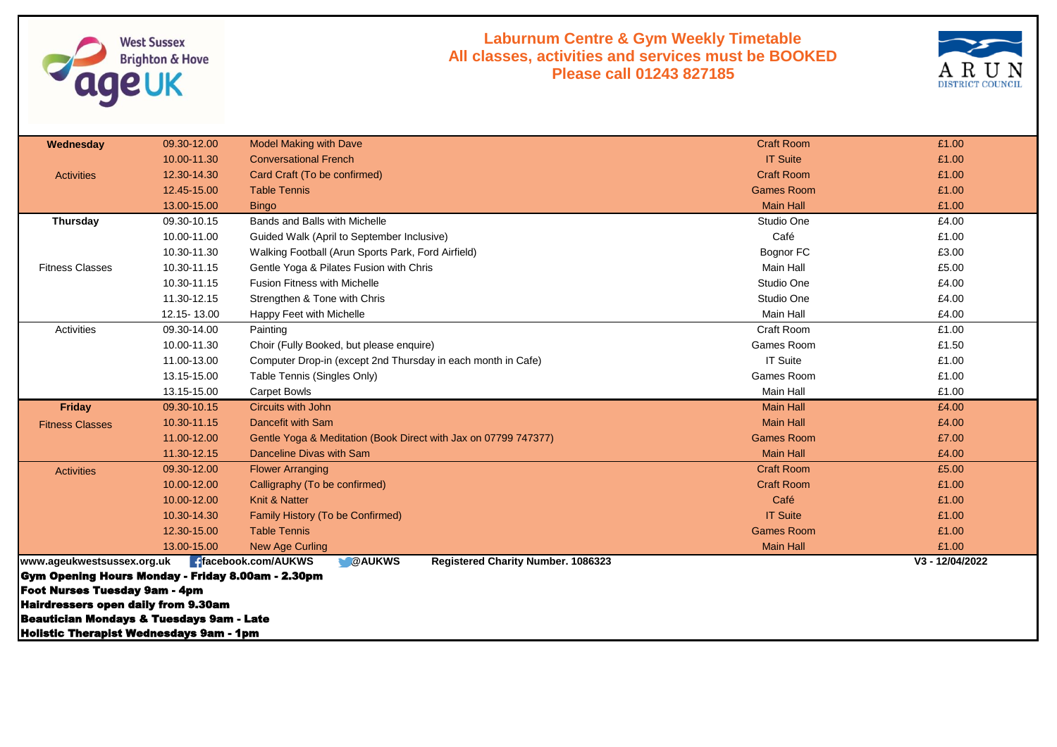## Laburnum Centre & Gym Weekly Timetable
## All classes, activities and services must be BOOKED
## Please call 01243 827185

| | | | | |
|---|---|---|---|---|
| **Wednesday** | 09.30-12.00 | Model Making with Dave | Craft Room | £1.00 |
| | 10.00-11.30 | Conversational French | IT Suite | £1.00 |
| Activities | 12.30-14.30 | Card Craft (To be confirmed) | Craft Room | £1.00 |
| | 12.45-15.00 | Table Tennis | Games Room | £1.00 |
| | 13.00-15.00 | Bingo | Main Hall | £1.00 |
| **Thursday** | 09.30-10.15 | Bands and Balls with Michelle | Studio One | £4.00 |
| | 10.00-11.00 | Guided Walk (April to September Inclusive) | Café | £1.00 |
| | 10.30-11.30 | Walking Football (Arun Sports Park, Ford Airfield) | Bognor FC | £3.00 |
| Fitness Classes | 10.30-11.15 | Gentle Yoga & Pilates Fusion with Chris | Main Hall | £5.00 |
| | 10.30-11.15 | Fusion Fitness with Michelle | Studio One | £4.00 |
| | 11.30-12.15 | Strengthen & Tone with Chris | Studio One | £4.00 |
| | 12.15- 13.00 | Happy Feet with Michelle | Main Hall | £4.00 |
| Activities | 09.30-14.00 | Painting | Craft Room | £1.00 |
| | 10.00-11.30 | Choir (Fully Booked, but please enquire) | Games Room | £1.50 |
| | 11.00-13.00 | Computer Drop-in (except 2nd Thursday in each month in Cafe) | IT Suite | £1.00 |
| | 13.15-15.00 | Table Tennis (Singles Only) | Games Room | £1.00 |
| | 13.15-15.00 | Carpet Bowls | Main Hall | £1.00 |
| **Friday** | 09.30-10.15 | Circuits with John | Main Hall | £4.00 |
| Fitness Classes | 10.30-11.15 | Dancefit with Sam | Main Hall | £4.00 |
| | 11.00-12.00 | Gentle Yoga & Meditation (Book Direct with Jax on 07799 747377) | Games Room | £7.00 |
| | 11.30-12.15 | Danceline Divas with Sam | Main Hall | £4.00 |
| Activities | 09.30-12.00 | Flower Arranging | Craft Room | £5.00 |
| | 10.00-12.00 | Calligraphy (To be confirmed) | Craft Room | £1.00 |
| | 10.00-12.00 | Knit & Natter | Café | £1.00 |
| | 10.30-14.30 | Family History (To be Confirmed) | IT Suite | £1.00 |
| | 12.30-15.00 | Table Tennis | Games Room | £1.00 |
| | 13.00-15.00 | New Age Curling | Main Hall | £1.00 |

**www.ageukwestsussex.org.uk** **facebook.com/AUKWS** **@AUKWS** **Registered Charity Number. 1086323** **V3 - 12/04/2022**

**Gym Opening Hours Monday - Friday 8.00am - 2.30pm**
**Foot Nurses Tuesday 9am - 4pm**
**Hairdressers open daily from 9.30am**
**Beautician Mondays & Tuesdays 9am - Late**
**Holistic Therapist Wednesdays 9am - 1pm**